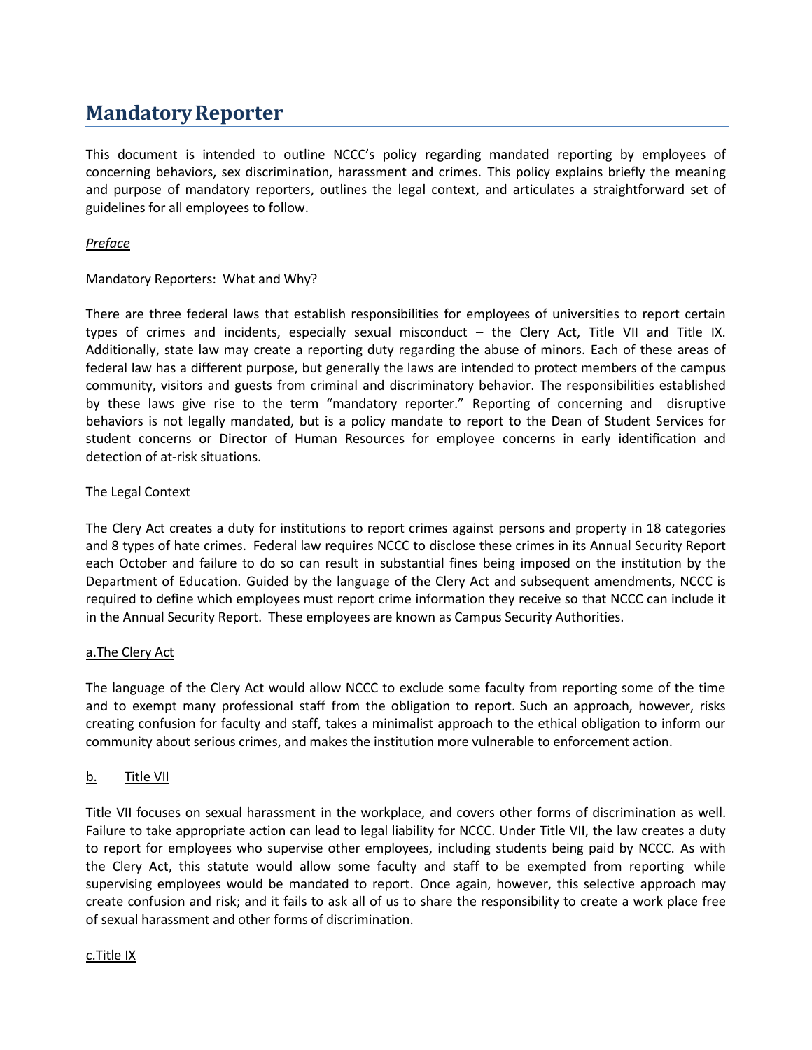# Mandatory Reporter

This document is intended to outline NCCC's policy regarding mandated reporting by employees of concerning behaviors, sex discrimination, harassment and crimes. This policy explains briefly the meaning and purpose of mandatory reporters, outlines the legal context, and articulates a straightforward set of guidelines for all employees to follow.

*Preface*

Mandatory Reporters: What and Why?

There are three federal laws that establish responsibilities for employees of universities to report certain types of crimes and incidents, especially sexual misconduct – the Clery Act, Title VII and Title IX. Additionally, state law may create a reporting duty regarding the abuse of minors. Each of these areas of federal law has a different purpose, but generally the laws are intended to protect members of the campus community, visitors and guests from criminal and discriminatory behavior. The responsibilities established by these laws give rise to the term "mandatory reporter." Reporting of concerning and disruptive behaviors is not legally mandated, but is a policy mandate to report to the Dean of Student Services for student concerns or Director of Human Resources for employee concerns in early identification and detection of at-risk situations.

The Legal Context

The Clery Act creates a duty for institutions to report crimes against persons and property in 18 categories and 8 types of hate crimes. Federal law requires NCCC to disclose these crimes in its Annual Security Report each October and failure to do so can result in substantial fines being imposed on the institution by the Department of Education. Guided by the language of the Clery Act and subsequent amendments, NCCC is required to define which employees must report crime information they receive so that NCCC can include it in the Annual Security Report. These employees are known as Campus Security Authorities.

a.The Clery Act

The language of the Clery Act would allow NCCC to exclude some faculty from reporting some of the time and to exempt many professional staff from the obligation to report. Such an approach, however, risks creating confusion for faculty and staff, takes a minimalist approach to the ethical obligation to inform our community about serious crimes, and makes the institution more vulnerable to enforcement action.

b. Title VII

Title VII focuses on sexual harassment in the workplace, and covers other forms of discrimination as well. Failure to take appropriate action can lead to legal liability for NCCC. Under Title VII, the law creates a duty to report for employees who supervise other employees, including students being paid by NCCC. As with the Clery Act, this statute would allow some faculty and staff to be exempted from reporting while supervising employees would be mandated to report. Once again, however, this selective approach may create confusion and risk; and it fails to ask all of us to share the responsibility to create a work place free of sexual harassment and other forms of discrimination.

c.Title IX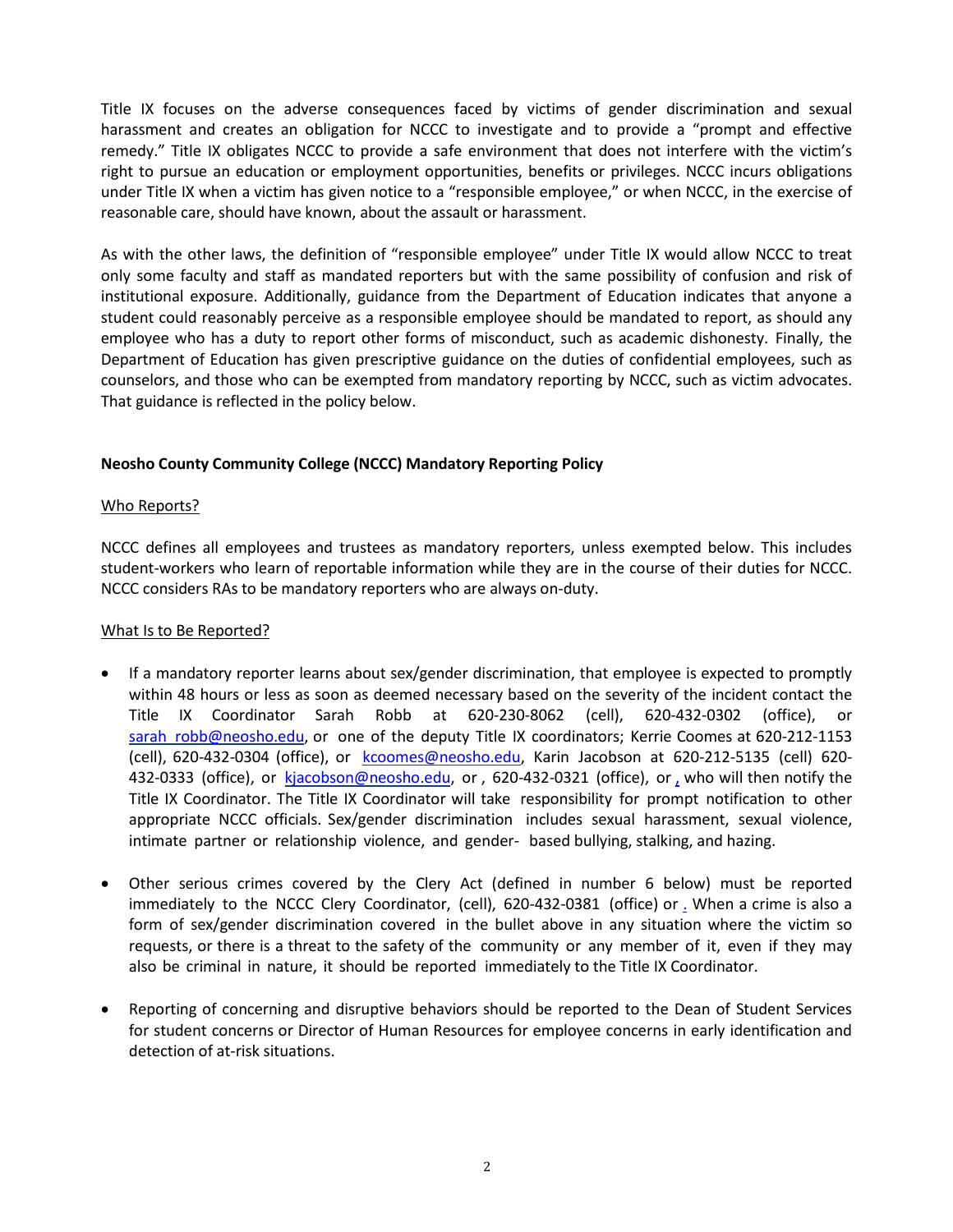Title IX focuses on the adverse consequences faced by victims of gender discrimination and sexual harassment and creates an obligation for NCCC to investigate and to provide a "prompt and effective remedy." Title IX obligates NCCC to provide a safe environment that does not interfere with the victim's right to pursue an education or employment opportunities, benefits or privileges. NCCC incurs obligations under Title IX when a victim has given notice to a "responsible employee," or when NCCC, in the exercise of reasonable care, should have known, about the assault or harassment.

As with the other laws, the definition of "responsible employee" under Title IX would allow NCCC to treat only some faculty and staff as mandated reporters but with the same possibility of confusion and risk of institutional exposure. Additionally, guidance from the Department of Education indicates that anyone a student could reasonably perceive as a responsible employee should be mandated to report, as should any employee who has a duty to report other forms of misconduct, such as academic dishonesty. Finally, the Department of Education has given prescriptive guidance on the duties of confidential employees, such as counselors, and those who can be exempted from mandatory reporting by NCCC, such as victim advocates. That guidance is reflected in the policy below.

**Neosho County Community College (NCCC) Mandatory Reporting Policy**

Who Reports?

NCCC defines all employees and trustees as mandatory reporters, unless exempted below. This includes student-workers who learn of reportable information while they are in the course of their duties for NCCC. NCCC considers RAs to be mandatory reporters who are always on-duty.

What Is to Be Reported?

- If a mandatory reporter learns about sex/gender discrimination, that employee is expected to promptly within 48 hours or less as soon as deemed necessary based on the severity of the incident contact the Title IX Coordinator Sarah Robb at 620-230-8062 (cell), 620-432-0302 (office), or sarah_robb@neosho.edu, or one of the deputy Title IX coordinators; Kerrie Coomes at 620-212-1153 (cell), 620-432-0304 (office), or kcoomes@neosho.edu, Karin Jacobson at 620-212-5135 (cell) 620-432-0333 (office), or kjacobson@neosho.edu, or , 620-432-0321 (office), or , who will then notify the Title IX Coordinator. The Title IX Coordinator will take responsibility for prompt notification to other appropriate NCCC officials. Sex/gender discrimination includes sexual harassment, sexual violence, intimate partner or relationship violence, and gender- based bullying, stalking, and hazing.

- Other serious crimes covered by the Clery Act (defined in number 6 below) must be reported immediately to the NCCC Clery Coordinator, (cell), 620-432-0381 (office) or . When a crime is also a form of sex/gender discrimination covered in the bullet above in any situation where the victim so requests, or there is a threat to the safety of the community or any member of it, even if they may also be criminal in nature, it should be reported immediately to the Title IX Coordinator.

- Reporting of concerning and disruptive behaviors should be reported to the Dean of Student Services for student concerns or Director of Human Resources for employee concerns in early identification and detection of at-risk situations.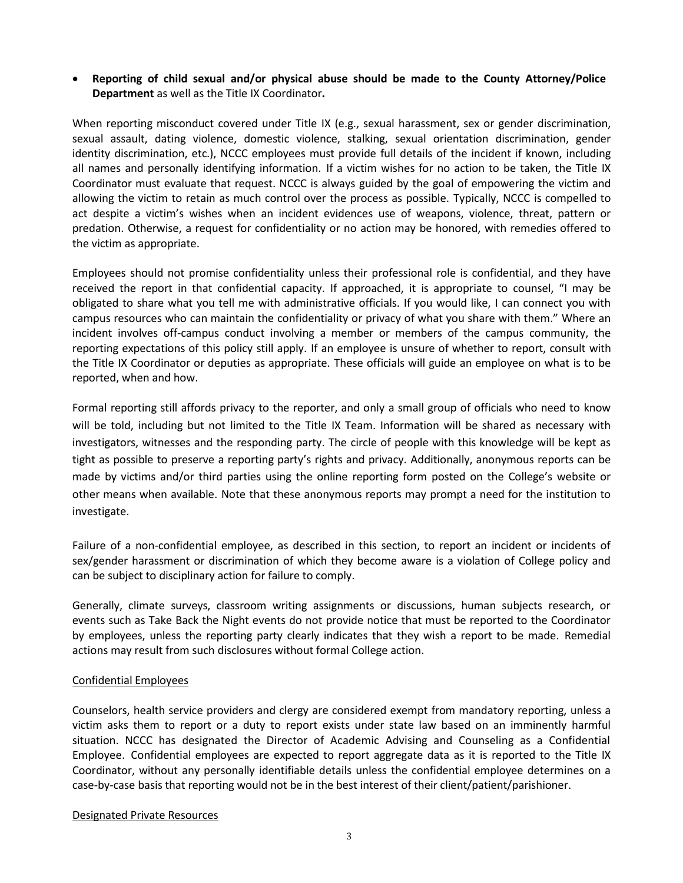- **Reporting of child sexual and/or physical abuse should be made to the County Attorney/Police Department** as well as the Title IX Coordinator**.**

When reporting misconduct covered under Title IX (e.g., sexual harassment, sex or gender discrimination, sexual assault, dating violence, domestic violence, stalking, sexual orientation discrimination, gender identity discrimination, etc.), NCCC employees must provide full details of the incident if known, including all names and personally identifying information. If a victim wishes for no action to be taken, the Title IX Coordinator must evaluate that request. NCCC is always guided by the goal of empowering the victim and allowing the victim to retain as much control over the process as possible. Typically, NCCC is compelled to act despite a victim's wishes when an incident evidences use of weapons, violence, threat, pattern or predation. Otherwise, a request for confidentiality or no action may be honored, with remedies offered to the victim as appropriate.

Employees should not promise confidentiality unless their professional role is confidential, and they have received the report in that confidential capacity. If approached, it is appropriate to counsel, "I may be obligated to share what you tell me with administrative officials. If you would like, I can connect you with campus resources who can maintain the confidentiality or privacy of what you share with them." Where an incident involves off-campus conduct involving a member or members of the campus community, the reporting expectations of this policy still apply. If an employee is unsure of whether to report, consult with the Title IX Coordinator or deputies as appropriate. These officials will guide an employee on what is to be reported, when and how.

Formal reporting still affords privacy to the reporter, and only a small group of officials who need to know will be told, including but not limited to the Title IX Team. Information will be shared as necessary with investigators, witnesses and the responding party. The circle of people with this knowledge will be kept as tight as possible to preserve a reporting party's rights and privacy. Additionally, anonymous reports can be made by victims and/or third parties using the online reporting form posted on the College's website or other means when available. Note that these anonymous reports may prompt a need for the institution to investigate.

Failure of a non-confidential employee, as described in this section, to report an incident or incidents of sex/gender harassment or discrimination of which they become aware is a violation of College policy and can be subject to disciplinary action for failure to comply.

Generally, climate surveys, classroom writing assignments or discussions, human subjects research, or events such as Take Back the Night events do not provide notice that must be reported to the Coordinator by employees, unless the reporting party clearly indicates that they wish a report to be made. Remedial actions may result from such disclosures without formal College action.

Confidential Employees

Counselors, health service providers and clergy are considered exempt from mandatory reporting, unless a victim asks them to report or a duty to report exists under state law based on an imminently harmful situation. NCCC has designated the Director of Academic Advising and Counseling as a Confidential Employee. Confidential employees are expected to report aggregate data as it is reported to the Title IX Coordinator, without any personally identifiable details unless the confidential employee determines on a case-by-case basis that reporting would not be in the best interest of their client/patient/parishioner.

Designated Private Resources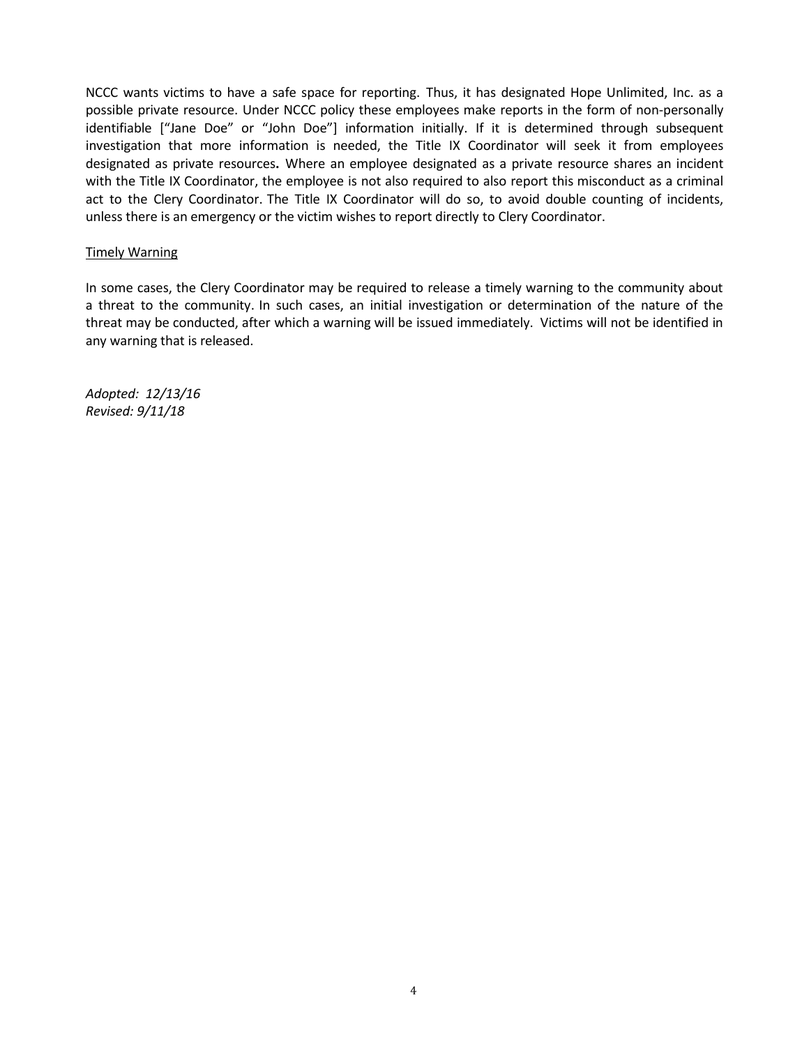NCCC wants victims to have a safe space for reporting. Thus, it has designated Hope Unlimited, Inc. as a possible private resource. Under NCCC policy these employees make reports in the form of non-personally identifiable ["Jane Doe" or "John Doe"] information initially. If it is determined through subsequent investigation that more information is needed, the Title IX Coordinator will seek it from employees designated as private resources**.** Where an employee designated as a private resource shares an incident with the Title IX Coordinator, the employee is not also required to also report this misconduct as a criminal act to the Clery Coordinator. The Title IX Coordinator will do so, to avoid double counting of incidents, unless there is an emergency or the victim wishes to report directly to Clery Coordinator.

<u>Timely Warning</u>

In some cases, the Clery Coordinator may be required to release a timely warning to the community about a threat to the community. In such cases, an initial investigation or determination of the nature of the threat may be conducted, after which a warning will be issued immediately. Victims will not be identified in any warning that is released.

*Adopted: 12/13/16*
*Revised: 9/11/18*